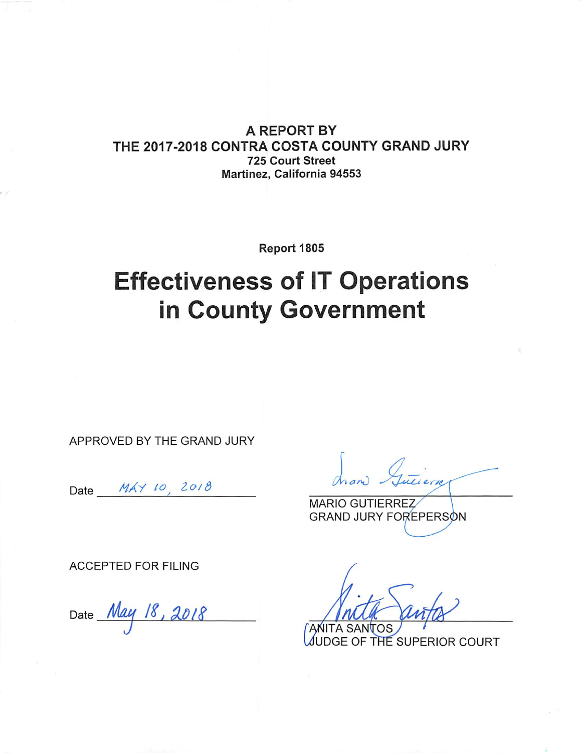**A REPORT BY**
**THE 2017-2018 CONTRA COSTA COUNTY GRAND JURY**
**725 Court Street**
**Martinez, California 94553**

**Report 1805**

# Effectiveness of IT Operations in County Government

APPROVED BY THE GRAND JURY

Date MAY 10, 2018

MARIO GUTIERREZ
GRAND JURY FOREPERSON

ACCEPTED FOR FILING

Date May 18, 2018

ANITA SANTOS
JUDGE OF THE SUPERIOR COURT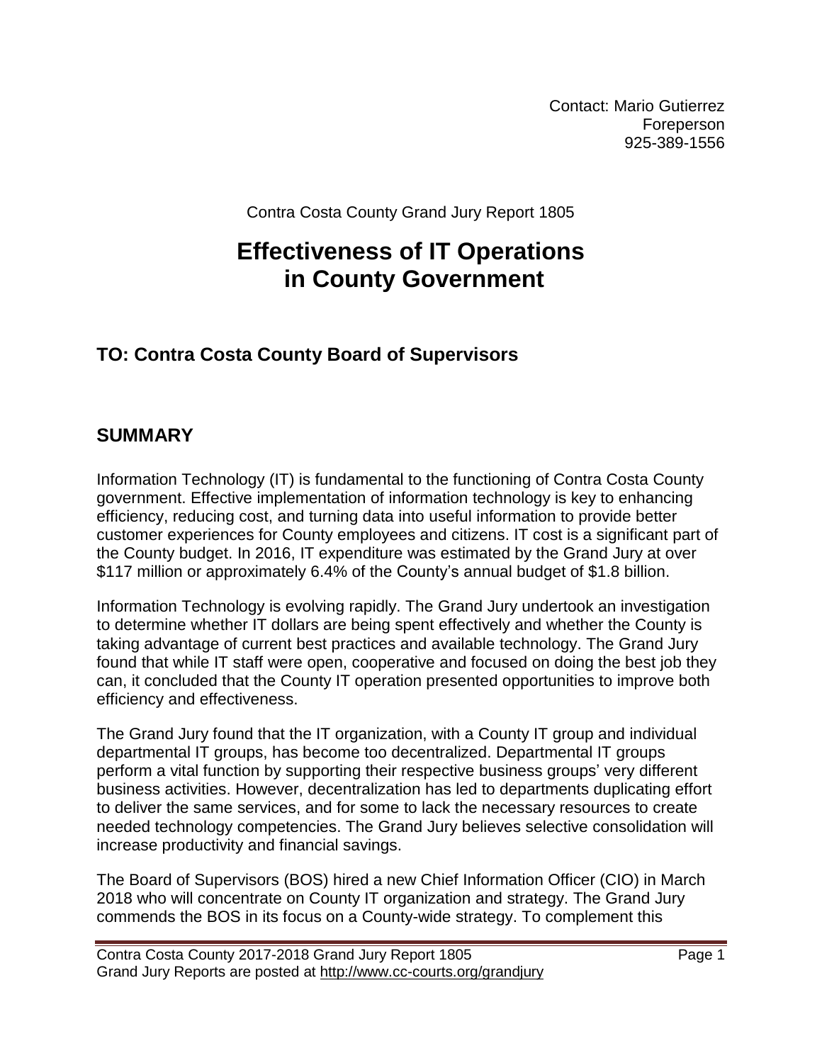Contact: Mario Gutierrez
Foreperson
925-389-1556

Contra Costa County Grand Jury Report 1805

# Effectiveness of IT Operations in County Government

## TO: Contra Costa County Board of Supervisors

## SUMMARY

Information Technology (IT) is fundamental to the functioning of Contra Costa County government. Effective implementation of information technology is key to enhancing efficiency, reducing cost, and turning data into useful information to provide better customer experiences for County employees and citizens. IT cost is a significant part of the County budget. In 2016, IT expenditure was estimated by the Grand Jury at over $117 million or approximately 6.4% of the County's annual budget of $1.8 billion.

Information Technology is evolving rapidly. The Grand Jury undertook an investigation to determine whether IT dollars are being spent effectively and whether the County is taking advantage of current best practices and available technology. The Grand Jury found that while IT staff were open, cooperative and focused on doing the best job they can, it concluded that the County IT operation presented opportunities to improve both efficiency and effectiveness.

The Grand Jury found that the IT organization, with a County IT group and individual departmental IT groups, has become too decentralized. Departmental IT groups perform a vital function by supporting their respective business groups' very different business activities. However, decentralization has led to departments duplicating effort to deliver the same services, and for some to lack the necessary resources to create needed technology competencies. The Grand Jury believes selective consolidation will increase productivity and financial savings.

The Board of Supervisors (BOS) hired a new Chief Information Officer (CIO) in March 2018 who will concentrate on County IT organization and strategy. The Grand Jury commends the BOS in its focus on a County-wide strategy. To complement this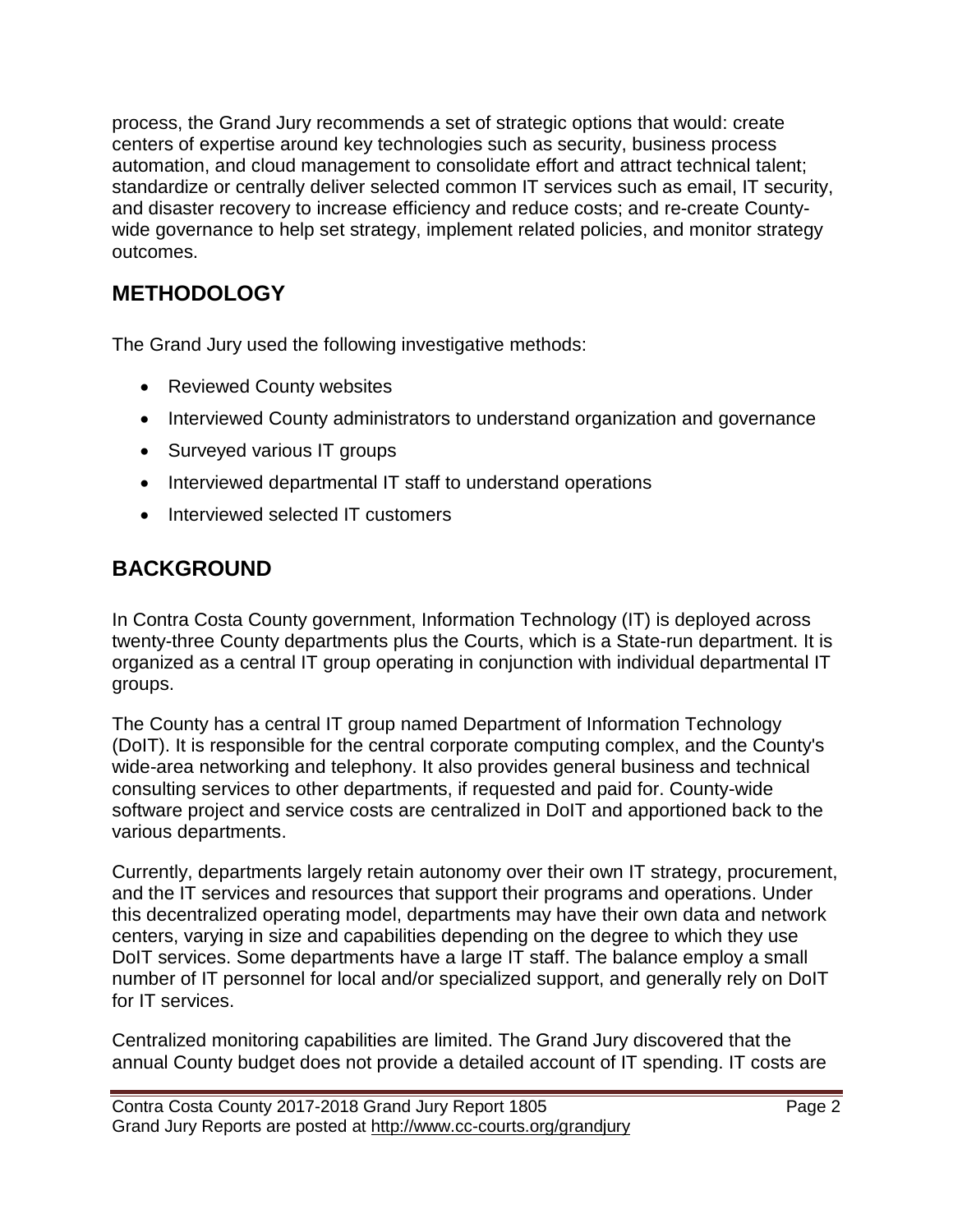process, the Grand Jury recommends a set of strategic options that would: create centers of expertise around key technologies such as security, business process automation, and cloud management to consolidate effort and attract technical talent; standardize or centrally deliver selected common IT services such as email, IT security, and disaster recovery to increase efficiency and reduce costs; and re-create County-wide governance to help set strategy, implement related policies, and monitor strategy outcomes.

## METHODOLOGY

The Grand Jury used the following investigative methods:

- Reviewed County websites
- Interviewed County administrators to understand organization and governance
- Surveyed various IT groups
- Interviewed departmental IT staff to understand operations
- Interviewed selected IT customers

## BACKGROUND

In Contra Costa County government, Information Technology (IT) is deployed across twenty-three County departments plus the Courts, which is a State-run department. It is organized as a central IT group operating in conjunction with individual departmental IT groups.

The County has a central IT group named Department of Information Technology (DoIT). It is responsible for the central corporate computing complex, and the County's wide-area networking and telephony. It also provides general business and technical consulting services to other departments, if requested and paid for. County-wide software project and service costs are centralized in DoIT and apportioned back to the various departments.

Currently, departments largely retain autonomy over their own IT strategy, procurement, and the IT services and resources that support their programs and operations. Under this decentralized operating model, departments may have their own data and network centers, varying in size and capabilities depending on the degree to which they use DoIT services. Some departments have a large IT staff. The balance employ a small number of IT personnel for local and/or specialized support, and generally rely on DoIT for IT services.

Centralized monitoring capabilities are limited. The Grand Jury discovered that the annual County budget does not provide a detailed account of IT spending. IT costs are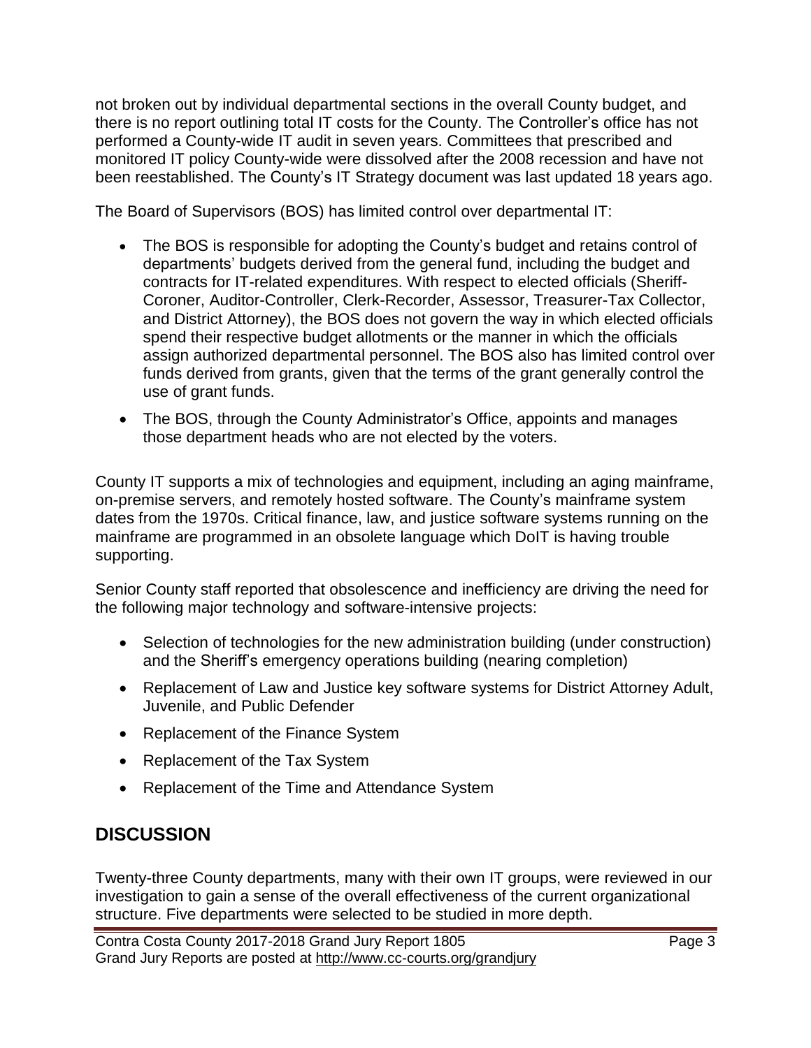not broken out by individual departmental sections in the overall County budget, and there is no report outlining total IT costs for the County. The Controller's office has not performed a County-wide IT audit in seven years. Committees that prescribed and monitored IT policy County-wide were dissolved after the 2008 recession and have not been reestablished. The County's IT Strategy document was last updated 18 years ago.

The Board of Supervisors (BOS) has limited control over departmental IT:

- The BOS is responsible for adopting the County's budget and retains control of departments' budgets derived from the general fund, including the budget and contracts for IT-related expenditures. With respect to elected officials (Sheriff-Coroner, Auditor-Controller, Clerk-Recorder, Assessor, Treasurer-Tax Collector, and District Attorney), the BOS does not govern the way in which elected officials spend their respective budget allotments or the manner in which the officials assign authorized departmental personnel. The BOS also has limited control over funds derived from grants, given that the terms of the grant generally control the use of grant funds.
- The BOS, through the County Administrator's Office, appoints and manages those department heads who are not elected by the voters.

County IT supports a mix of technologies and equipment, including an aging mainframe, on-premise servers, and remotely hosted software. The County's mainframe system dates from the 1970s. Critical finance, law, and justice software systems running on the mainframe are programmed in an obsolete language which DoIT is having trouble supporting.

Senior County staff reported that obsolescence and inefficiency are driving the need for the following major technology and software-intensive projects:

- Selection of technologies for the new administration building (under construction) and the Sheriff's emergency operations building (nearing completion)
- Replacement of Law and Justice key software systems for District Attorney Adult, Juvenile, and Public Defender
- Replacement of the Finance System
- Replacement of the Tax System
- Replacement of the Time and Attendance System

## DISCUSSION

Twenty-three County departments, many with their own IT groups, were reviewed in our investigation to gain a sense of the overall effectiveness of the current organizational structure. Five departments were selected to be studied in more depth.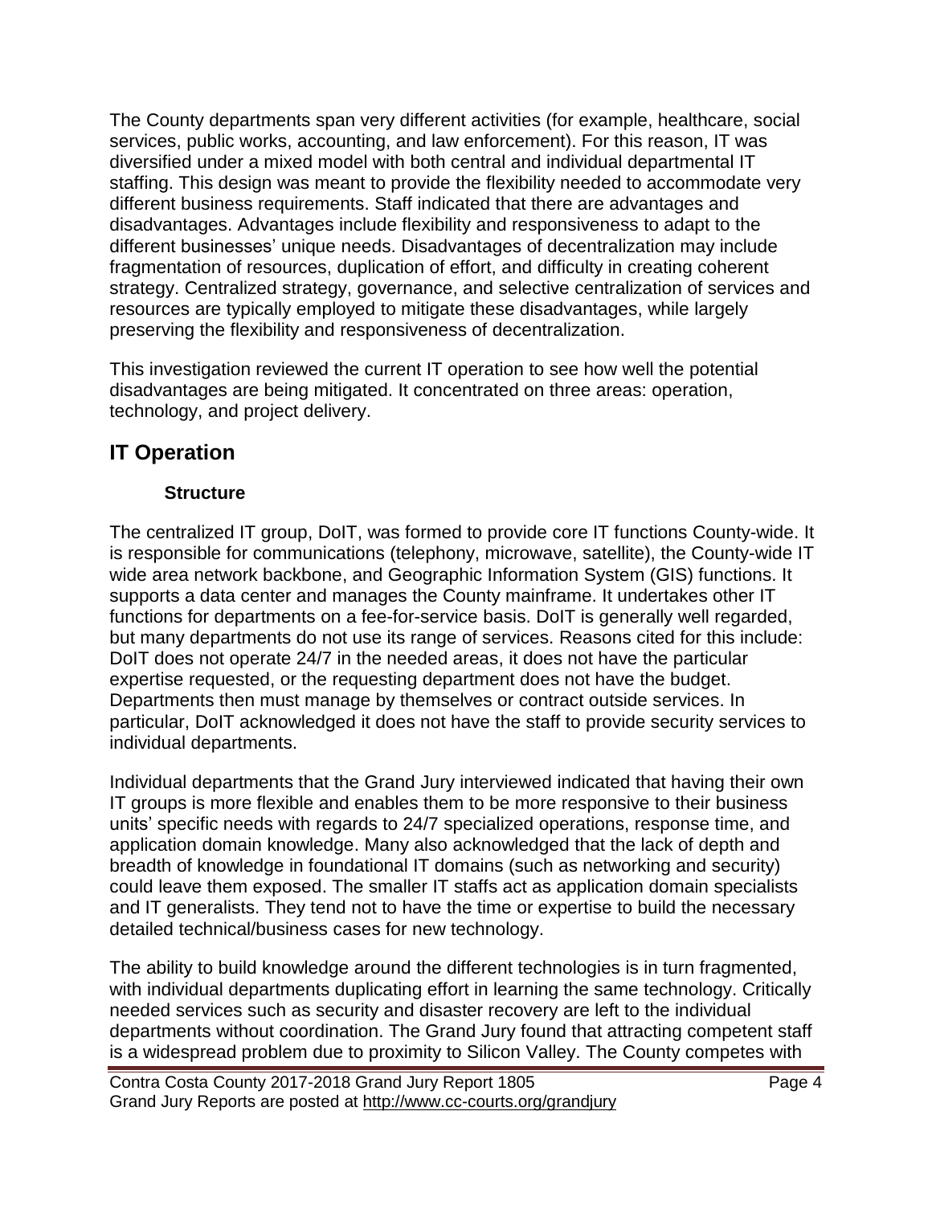The County departments span very different activities (for example, healthcare, social services, public works, accounting, and law enforcement). For this reason, IT was diversified under a mixed model with both central and individual departmental IT staffing. This design was meant to provide the flexibility needed to accommodate very different business requirements. Staff indicated that there are advantages and disadvantages. Advantages include flexibility and responsiveness to adapt to the different businesses' unique needs. Disadvantages of decentralization may include fragmentation of resources, duplication of effort, and difficulty in creating coherent strategy. Centralized strategy, governance, and selective centralization of services and resources are typically employed to mitigate these disadvantages, while largely preserving the flexibility and responsiveness of decentralization.

This investigation reviewed the current IT operation to see how well the potential disadvantages are being mitigated. It concentrated on three areas: operation, technology, and project delivery.

## IT Operation

### Structure

The centralized IT group, DoIT, was formed to provide core IT functions County-wide. It is responsible for communications (telephony, microwave, satellite), the County-wide IT wide area network backbone, and Geographic Information System (GIS) functions. It supports a data center and manages the County mainframe. It undertakes other IT functions for departments on a fee-for-service basis. DoIT is generally well regarded, but many departments do not use its range of services. Reasons cited for this include: DoIT does not operate 24/7 in the needed areas, it does not have the particular expertise requested, or the requesting department does not have the budget. Departments then must manage by themselves or contract outside services. In particular, DoIT acknowledged it does not have the staff to provide security services to individual departments.

Individual departments that the Grand Jury interviewed indicated that having their own IT groups is more flexible and enables them to be more responsive to their business units' specific needs with regards to 24/7 specialized operations, response time, and application domain knowledge. Many also acknowledged that the lack of depth and breadth of knowledge in foundational IT domains (such as networking and security) could leave them exposed. The smaller IT staffs act as application domain specialists and IT generalists. They tend not to have the time or expertise to build the necessary detailed technical/business cases for new technology.

The ability to build knowledge around the different technologies is in turn fragmented, with individual departments duplicating effort in learning the same technology. Critically needed services such as security and disaster recovery are left to the individual departments without coordination. The Grand Jury found that attracting competent staff is a widespread problem due to proximity to Silicon Valley. The County competes with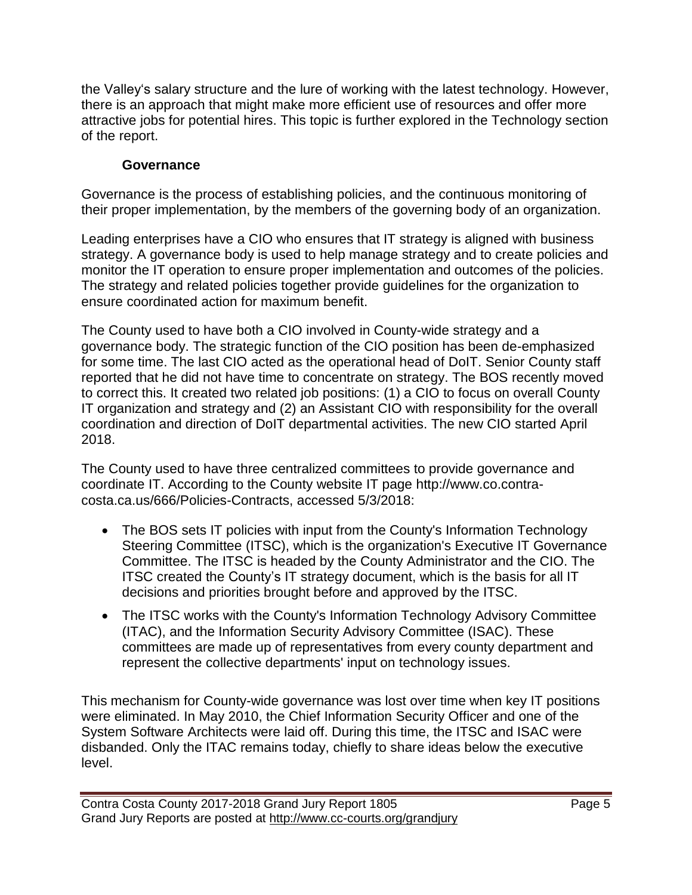the Valley's salary structure and the lure of working with the latest technology. However, there is an approach that might make more efficient use of resources and offer more attractive jobs for potential hires. This topic is further explored in the Technology section of the report.

### Governance

Governance is the process of establishing policies, and the continuous monitoring of their proper implementation, by the members of the governing body of an organization.

Leading enterprises have a CIO who ensures that IT strategy is aligned with business strategy. A governance body is used to help manage strategy and to create policies and monitor the IT operation to ensure proper implementation and outcomes of the policies. The strategy and related policies together provide guidelines for the organization to ensure coordinated action for maximum benefit.

The County used to have both a CIO involved in County-wide strategy and a governance body. The strategic function of the CIO position has been de-emphasized for some time. The last CIO acted as the operational head of DoIT. Senior County staff reported that he did not have time to concentrate on strategy. The BOS recently moved to correct this. It created two related job positions: (1) a CIO to focus on overall County IT organization and strategy and (2) an Assistant CIO with responsibility for the overall coordination and direction of DoIT departmental activities. The new CIO started April 2018.

The County used to have three centralized committees to provide governance and coordinate IT. According to the County website IT page http://www.co.contra-costa.ca.us/666/Policies-Contracts, accessed 5/3/2018:

- The BOS sets IT policies with input from the County's Information Technology Steering Committee (ITSC), which is the organization's Executive IT Governance Committee. The ITSC is headed by the County Administrator and the CIO. The ITSC created the County's IT strategy document, which is the basis for all IT decisions and priorities brought before and approved by the ITSC.
- The ITSC works with the County's Information Technology Advisory Committee (ITAC), and the Information Security Advisory Committee (ISAC). These committees are made up of representatives from every county department and represent the collective departments' input on technology issues.

This mechanism for County-wide governance was lost over time when key IT positions were eliminated. In May 2010, the Chief Information Security Officer and one of the System Software Architects were laid off. During this time, the ITSC and ISAC were disbanded. Only the ITAC remains today, chiefly to share ideas below the executive level.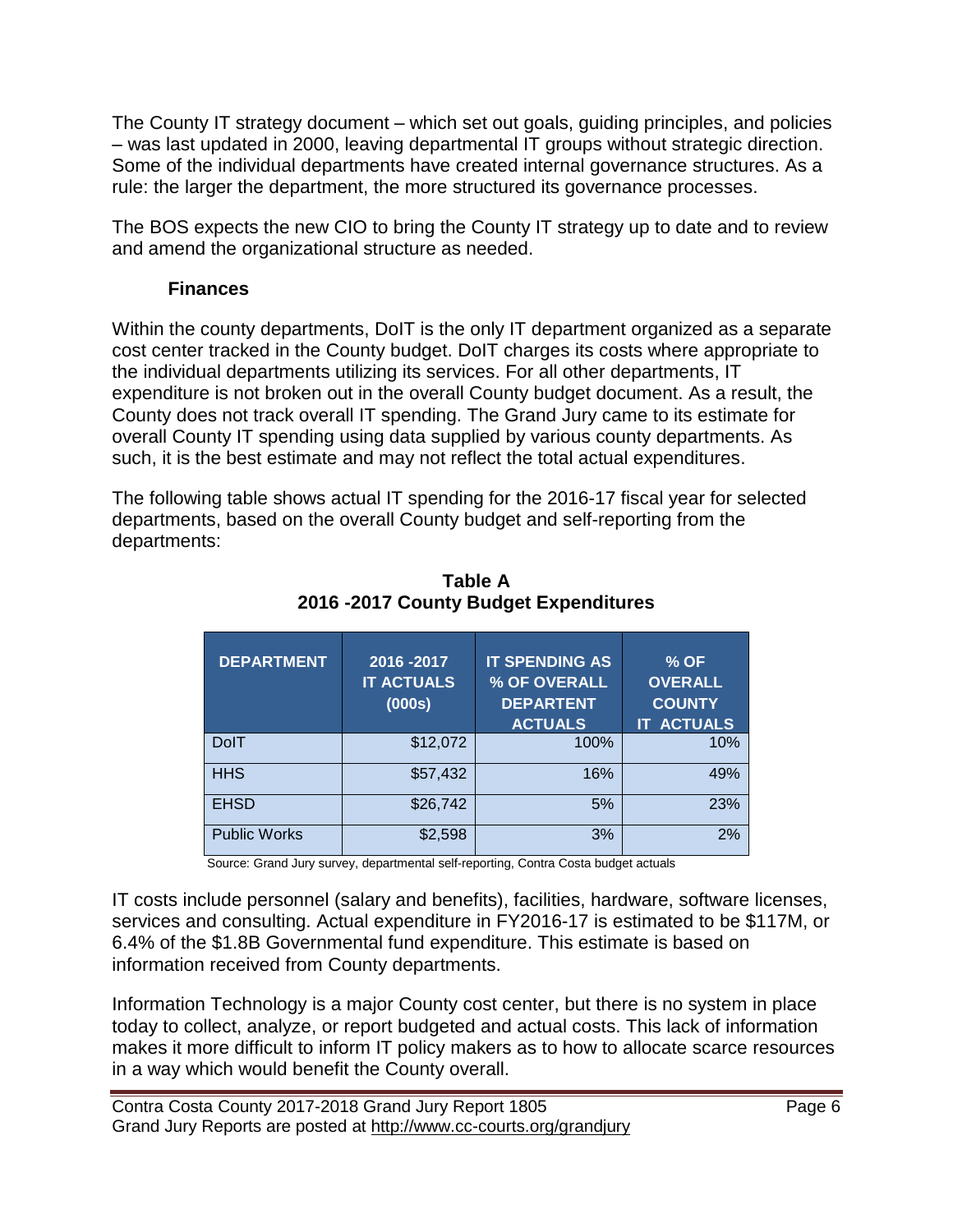The County IT strategy document – which set out goals, guiding principles, and policies – was last updated in 2000, leaving departmental IT groups without strategic direction. Some of the individual departments have created internal governance structures. As a rule: the larger the department, the more structured its governance processes.

The BOS expects the new CIO to bring the County IT strategy up to date and to review and amend the organizational structure as needed.

### Finances

Within the county departments, DoIT is the only IT department organized as a separate cost center tracked in the County budget. DoIT charges its costs where appropriate to the individual departments utilizing its services. For all other departments, IT expenditure is not broken out in the overall County budget document. As a result, the County does not track overall IT spending. The Grand Jury came to its estimate for overall County IT spending using data supplied by various county departments. As such, it is the best estimate and may not reflect the total actual expenditures.

The following table shows actual IT spending for the 2016-17 fiscal year for selected departments, based on the overall County budget and self-reporting from the departments:

**Table A**
**2016 -2017 County Budget Expenditures**

| DEPARTMENT | 2016 -2017 IT ACTUALS (000s) | IT SPENDING AS % OF OVERALL DEPARTENT ACTUALS | % OF OVERALL COUNTY IT ACTUALS |
|---|---|---|---|
| DoIT | $12,072 | 100% | 10% |
| HHS | $57,432 | 16% | 49% |
| EHSD | $26,742 | 5% | 23% |
| Public Works | $2,598 | 3% | 2% |

Source: Grand Jury survey, departmental self-reporting, Contra Costa budget actuals

IT costs include personnel (salary and benefits), facilities, hardware, software licenses, services and consulting. Actual expenditure in FY2016-17 is estimated to be $117M, or 6.4% of the $1.8B Governmental fund expenditure. This estimate is based on information received from County departments.

Information Technology is a major County cost center, but there is no system in place today to collect, analyze, or report budgeted and actual costs. This lack of information makes it more difficult to inform IT policy makers as to how to allocate scarce resources in a way which would benefit the County overall.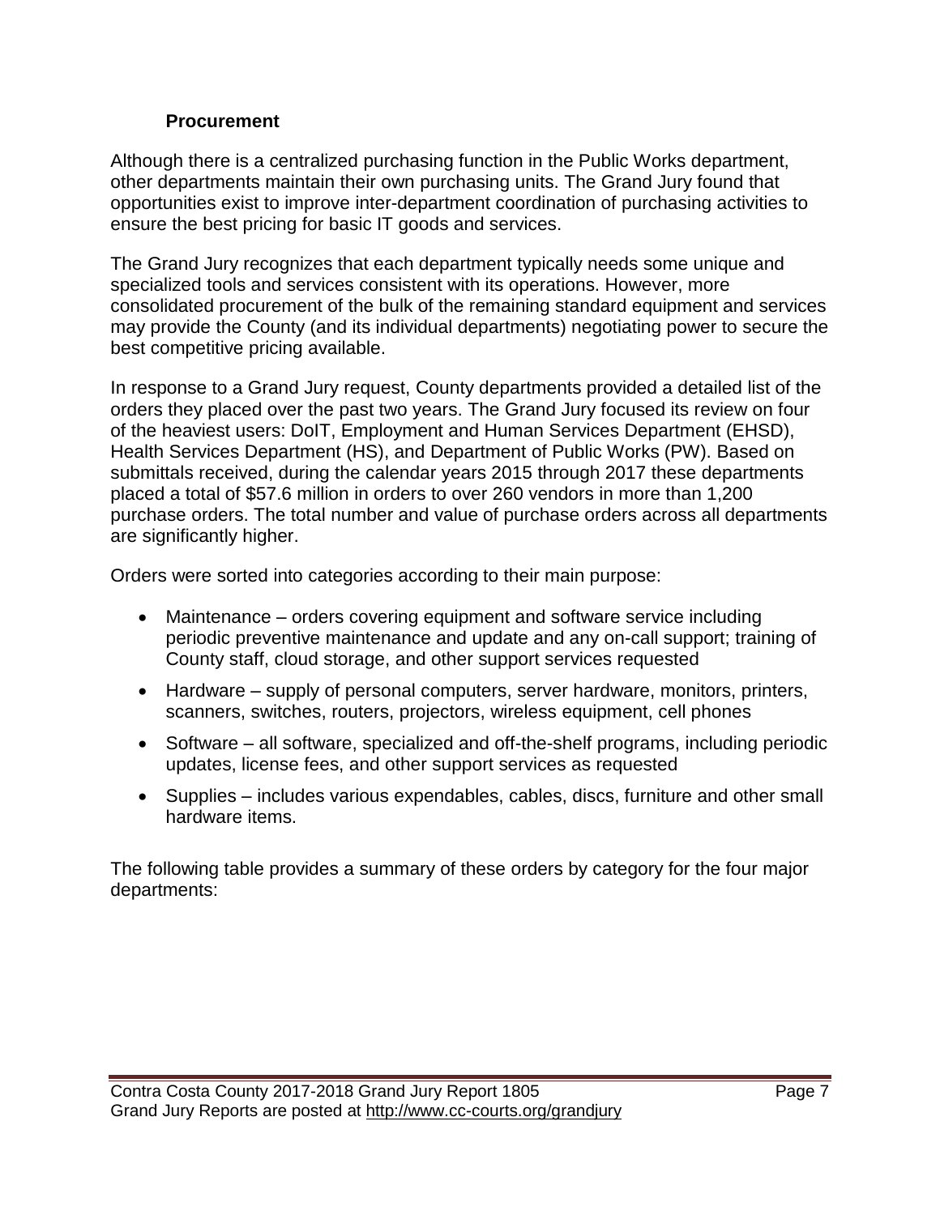### Procurement

Although there is a centralized purchasing function in the Public Works department, other departments maintain their own purchasing units. The Grand Jury found that opportunities exist to improve inter-department coordination of purchasing activities to ensure the best pricing for basic IT goods and services.

The Grand Jury recognizes that each department typically needs some unique and specialized tools and services consistent with its operations. However, more consolidated procurement of the bulk of the remaining standard equipment and services may provide the County (and its individual departments) negotiating power to secure the best competitive pricing available.

In response to a Grand Jury request, County departments provided a detailed list of the orders they placed over the past two years. The Grand Jury focused its review on four of the heaviest users: DoIT, Employment and Human Services Department (EHSD), Health Services Department (HS), and Department of Public Works (PW). Based on submittals received, during the calendar years 2015 through 2017 these departments placed a total of $57.6 million in orders to over 260 vendors in more than 1,200 purchase orders. The total number and value of purchase orders across all departments are significantly higher.

Orders were sorted into categories according to their main purpose:

- Maintenance – orders covering equipment and software service including periodic preventive maintenance and update and any on-call support; training of County staff, cloud storage, and other support services requested
- Hardware – supply of personal computers, server hardware, monitors, printers, scanners, switches, routers, projectors, wireless equipment, cell phones
- Software – all software, specialized and off-the-shelf programs, including periodic updates, license fees, and other support services as requested
- Supplies – includes various expendables, cables, discs, furniture and other small hardware items.

The following table provides a summary of these orders by category for the four major departments: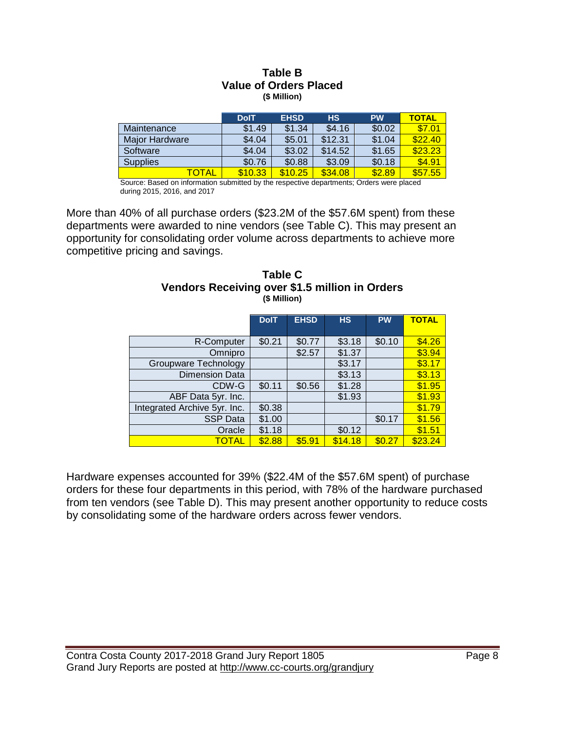**Table B**
**Value of Orders Placed**
**($ Million)**

| | DoIT | EHSD | HS | PW | TOTAL |
|---|---|---|---|---|---|
| Maintenance | $1.49 | $1.34 | $4.16 | $0.02 | $7.01 |
| Major Hardware | $4.04 | $5.01 | $12.31 | $1.04 | $22.40 |
| Software | $4.04 | $3.02 | $14.52 | $1.65 | $23.23 |
| Supplies | $0.76 | $0.88 | $3.09 | $0.18 | $4.91 |
| TOTAL | $10.33 | $10.25 | $34.08 | $2.89 | $57.55 |

Source: Based on information submitted by the respective departments; Orders were placed during 2015, 2016, and 2017

More than 40% of all purchase orders ($23.2M of the $57.6M spent) from these departments were awarded to nine vendors (see Table C). This may present an opportunity for consolidating order volume across departments to achieve more competitive pricing and savings.

**Table C**
**Vendors Receiving over $1.5 million in Orders**
**($ Million)**

| | DoIT | EHSD | HS | PW | TOTAL |
|---|---|---|---|---|---|
| R-Computer | $0.21 | $0.77 | $3.18 | $0.10 | $4.26 |
| Omnipro | | $2.57 | $1.37 | | $3.94 |
| Groupware Technology | | | $3.17 | | $3.17 |
| Dimension Data | | | $3.13 | | $3.13 |
| CDW-G | $0.11 | $0.56 | $1.28 | | $1.95 |
| ABF Data 5yr. Inc. | | | $1.93 | | $1.93 |
| Integrated Archive 5yr. Inc. | $0.38 | | | | $1.79 |
| SSP Data | $1.00 | | | $0.17 | $1.56 |
| Oracle | $1.18 | | $0.12 | | $1.51 |
| TOTAL | $2.88 | $5.91 | $14.18 | $0.27 | $23.24 |

Hardware expenses accounted for 39% ($22.4M of the $57.6M spent) of purchase orders for these four departments in this period, with 78% of the hardware purchased from ten vendors (see Table D). This may present another opportunity to reduce costs by consolidating some of the hardware orders across fewer vendors.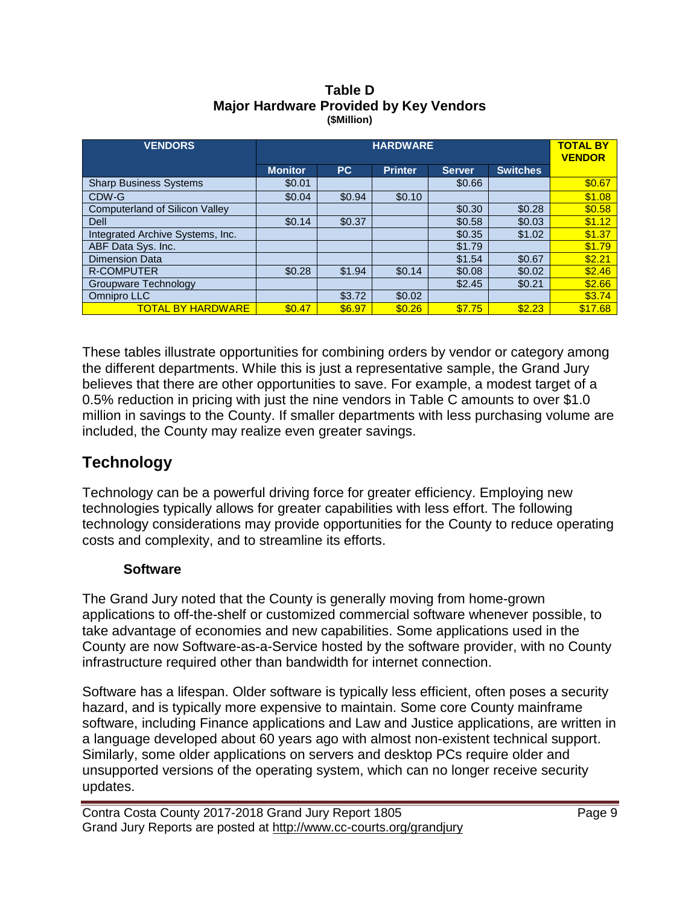**Table D**
**Major Hardware Provided by Key Vendors**
**($Million)**

| VENDORS | HARDWARE | | | | | TOTAL BY VENDOR |
|---|---|---|---|---|---|---|
| | Monitor | PC | Printer | Server | Switches | |
| Sharp Business Systems | $0.01 | | | $0.66 | | $0.67 |
| CDW-G | $0.04 | $0.94 | $0.10 | | | $1.08 |
| Computerland of Silicon Valley | | | | $0.30 | $0.28 | $0.58 |
| Dell | $0.14 | $0.37 | | $0.58 | $0.03 | $1.12 |
| Integrated Archive Systems, Inc. | | | | $0.35 | $1.02 | $1.37 |
| ABF Data Sys. Inc. | | | | $1.79 | | $1.79 |
| Dimension Data | | | | $1.54 | $0.67 | $2.21 |
| R-COMPUTER | $0.28 | $1.94 | $0.14 | $0.08 | $0.02 | $2.46 |
| Groupware Technology | | | | $2.45 | $0.21 | $2.66 |
| Omnipro LLC | | $3.72 | $0.02 | | | $3.74 |
| TOTAL BY HARDWARE | $0.47 | $6.97 | $0.26 | $7.75 | $2.23 | $17.68 |

These tables illustrate opportunities for combining orders by vendor or category among the different departments. While this is just a representative sample, the Grand Jury believes that there are other opportunities to save. For example, a modest target of a 0.5% reduction in pricing with just the nine vendors in Table C amounts to over $1.0 million in savings to the County. If smaller departments with less purchasing volume are included, the County may realize even greater savings.

## Technology

Technology can be a powerful driving force for greater efficiency. Employing new technologies typically allows for greater capabilities with less effort. The following technology considerations may provide opportunities for the County to reduce operating costs and complexity, and to streamline its efforts.

### Software

The Grand Jury noted that the County is generally moving from home-grown applications to off-the-shelf or customized commercial software whenever possible, to take advantage of economies and new capabilities. Some applications used in the County are now Software-as-a-Service hosted by the software provider, with no County infrastructure required other than bandwidth for internet connection.

Software has a lifespan. Older software is typically less efficient, often poses a security hazard, and is typically more expensive to maintain. Some core County mainframe software, including Finance applications and Law and Justice applications, are written in a language developed about 60 years ago with almost non-existent technical support. Similarly, some older applications on servers and desktop PCs require older and unsupported versions of the operating system, which can no longer receive security updates.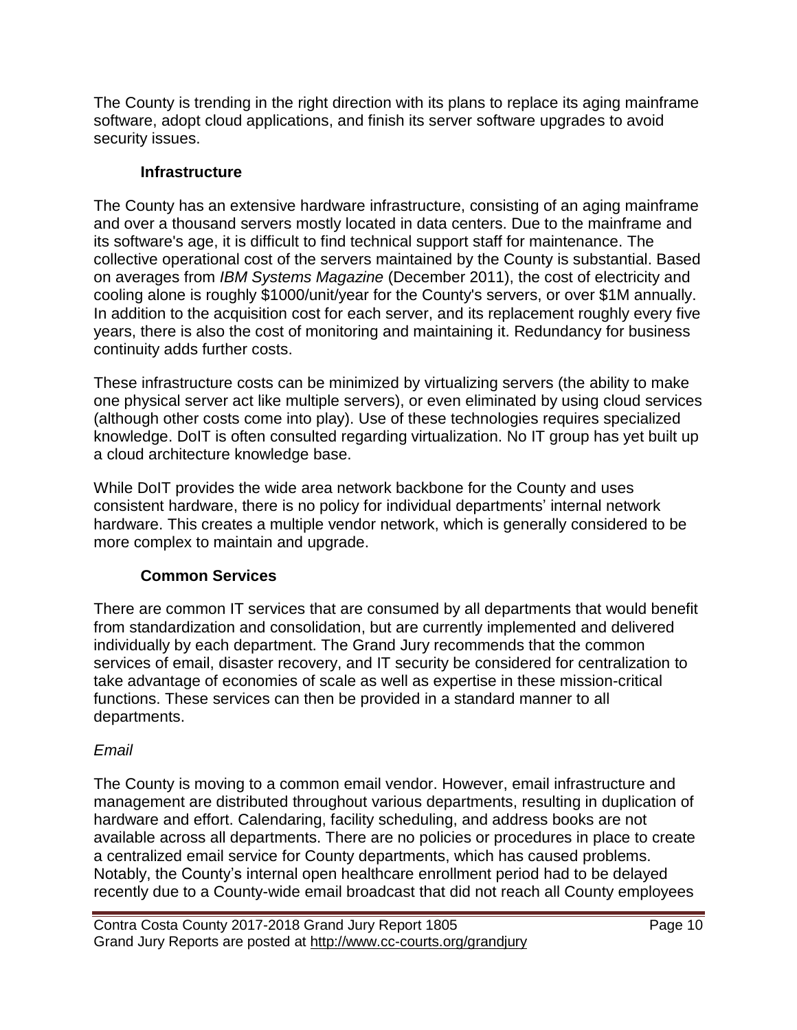The County is trending in the right direction with its plans to replace its aging mainframe software, adopt cloud applications, and finish its server software upgrades to avoid security issues.

### Infrastructure

The County has an extensive hardware infrastructure, consisting of an aging mainframe and over a thousand servers mostly located in data centers. Due to the mainframe and its software's age, it is difficult to find technical support staff for maintenance. The collective operational cost of the servers maintained by the County is substantial. Based on averages from *IBM Systems Magazine* (December 2011), the cost of electricity and cooling alone is roughly $1000/unit/year for the County's servers, or over $1M annually. In addition to the acquisition cost for each server, and its replacement roughly every five years, there is also the cost of monitoring and maintaining it. Redundancy for business continuity adds further costs.

These infrastructure costs can be minimized by virtualizing servers (the ability to make one physical server act like multiple servers), or even eliminated by using cloud services (although other costs come into play). Use of these technologies requires specialized knowledge. DoIT is often consulted regarding virtualization. No IT group has yet built up a cloud architecture knowledge base.

While DoIT provides the wide area network backbone for the County and uses consistent hardware, there is no policy for individual departments' internal network hardware. This creates a multiple vendor network, which is generally considered to be more complex to maintain and upgrade.

### Common Services

There are common IT services that are consumed by all departments that would benefit from standardization and consolidation, but are currently implemented and delivered individually by each department. The Grand Jury recommends that the common services of email, disaster recovery, and IT security be considered for centralization to take advantage of economies of scale as well as expertise in these mission-critical functions. These services can then be provided in a standard manner to all departments.

*Email*

The County is moving to a common email vendor. However, email infrastructure and management are distributed throughout various departments, resulting in duplication of hardware and effort. Calendaring, facility scheduling, and address books are not available across all departments. There are no policies or procedures in place to create a centralized email service for County departments, which has caused problems. Notably, the County's internal open healthcare enrollment period had to be delayed recently due to a County-wide email broadcast that did not reach all County employees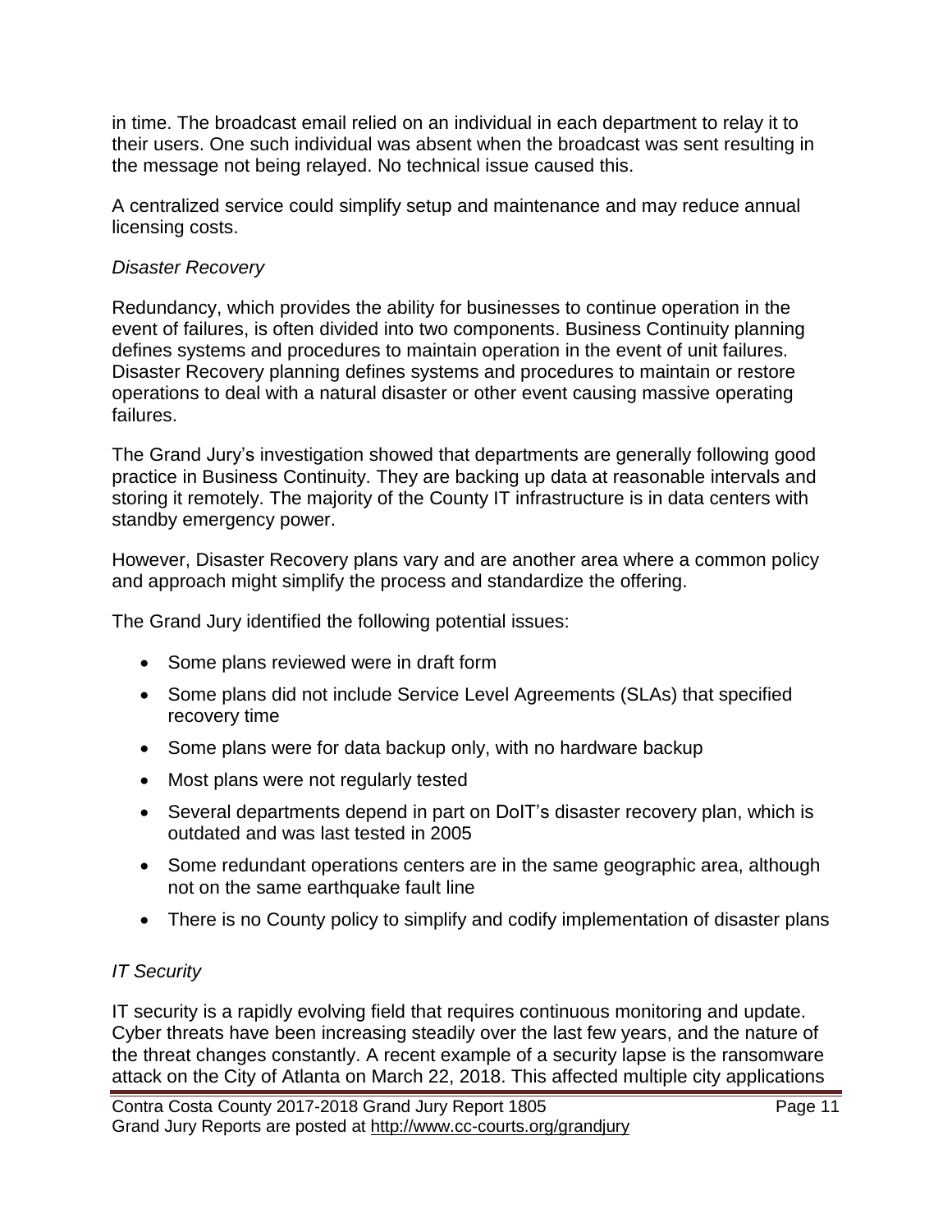in time. The broadcast email relied on an individual in each department to relay it to their users. One such individual was absent when the broadcast was sent resulting in the message not being relayed. No technical issue caused this.

A centralized service could simplify setup and maintenance and may reduce annual licensing costs.

*Disaster Recovery*

Redundancy, which provides the ability for businesses to continue operation in the event of failures, is often divided into two components. Business Continuity planning defines systems and procedures to maintain operation in the event of unit failures. Disaster Recovery planning defines systems and procedures to maintain or restore operations to deal with a natural disaster or other event causing massive operating failures.

The Grand Jury's investigation showed that departments are generally following good practice in Business Continuity. They are backing up data at reasonable intervals and storing it remotely. The majority of the County IT infrastructure is in data centers with standby emergency power.

However, Disaster Recovery plans vary and are another area where a common policy and approach might simplify the process and standardize the offering.

The Grand Jury identified the following potential issues:

- Some plans reviewed were in draft form
- Some plans did not include Service Level Agreements (SLAs) that specified recovery time
- Some plans were for data backup only, with no hardware backup
- Most plans were not regularly tested
- Several departments depend in part on DoIT's disaster recovery plan, which is outdated and was last tested in 2005
- Some redundant operations centers are in the same geographic area, although not on the same earthquake fault line
- There is no County policy to simplify and codify implementation of disaster plans

*IT Security*

IT security is a rapidly evolving field that requires continuous monitoring and update. Cyber threats have been increasing steadily over the last few years, and the nature of the threat changes constantly. A recent example of a security lapse is the ransomware attack on the City of Atlanta on March 22, 2018. This affected multiple city applications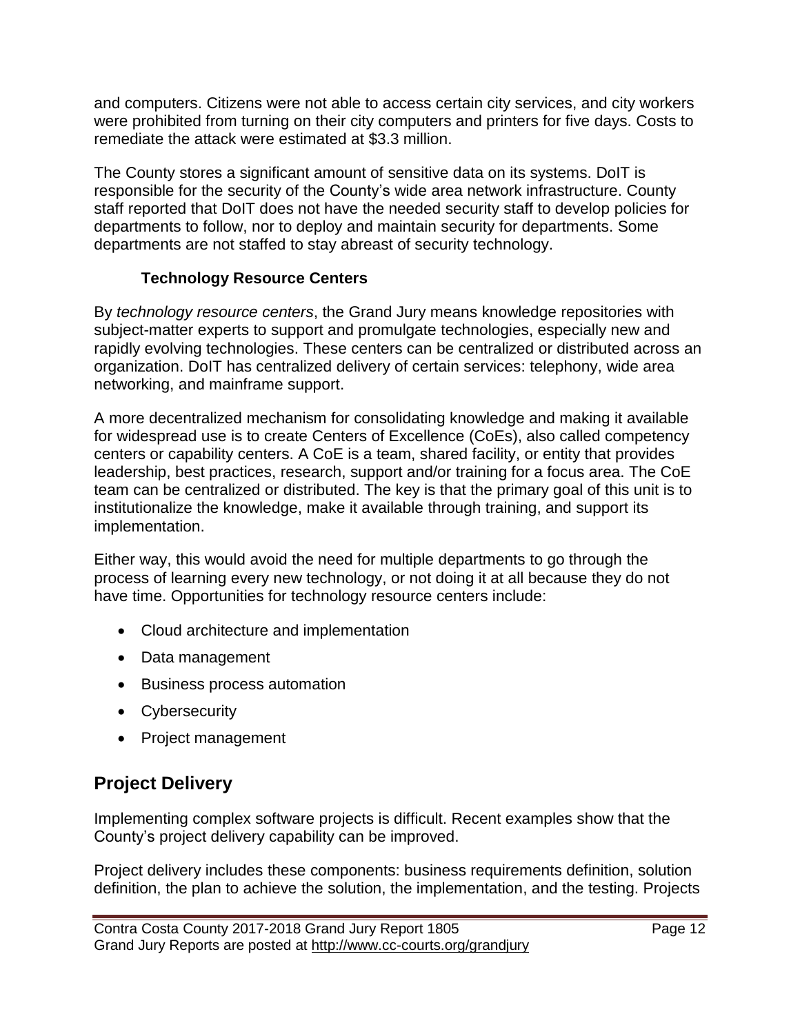and computers. Citizens were not able to access certain city services, and city workers were prohibited from turning on their city computers and printers for five days. Costs to remediate the attack were estimated at $3.3 million.

The County stores a significant amount of sensitive data on its systems. DoIT is responsible for the security of the County's wide area network infrastructure. County staff reported that DoIT does not have the needed security staff to develop policies for departments to follow, nor to deploy and maintain security for departments. Some departments are not staffed to stay abreast of security technology.

### Technology Resource Centers

By *technology resource centers*, the Grand Jury means knowledge repositories with subject-matter experts to support and promulgate technologies, especially new and rapidly evolving technologies. These centers can be centralized or distributed across an organization. DoIT has centralized delivery of certain services: telephony, wide area networking, and mainframe support.

A more decentralized mechanism for consolidating knowledge and making it available for widespread use is to create Centers of Excellence (CoEs), also called competency centers or capability centers. A CoE is a team, shared facility, or entity that provides leadership, best practices, research, support and/or training for a focus area. The CoE team can be centralized or distributed. The key is that the primary goal of this unit is to institutionalize the knowledge, make it available through training, and support its implementation.

Either way, this would avoid the need for multiple departments to go through the process of learning every new technology, or not doing it at all because they do not have time. Opportunities for technology resource centers include:

- Cloud architecture and implementation
- Data management
- Business process automation
- Cybersecurity
- Project management

## Project Delivery

Implementing complex software projects is difficult. Recent examples show that the County's project delivery capability can be improved.

Project delivery includes these components: business requirements definition, solution definition, the plan to achieve the solution, the implementation, and the testing. Projects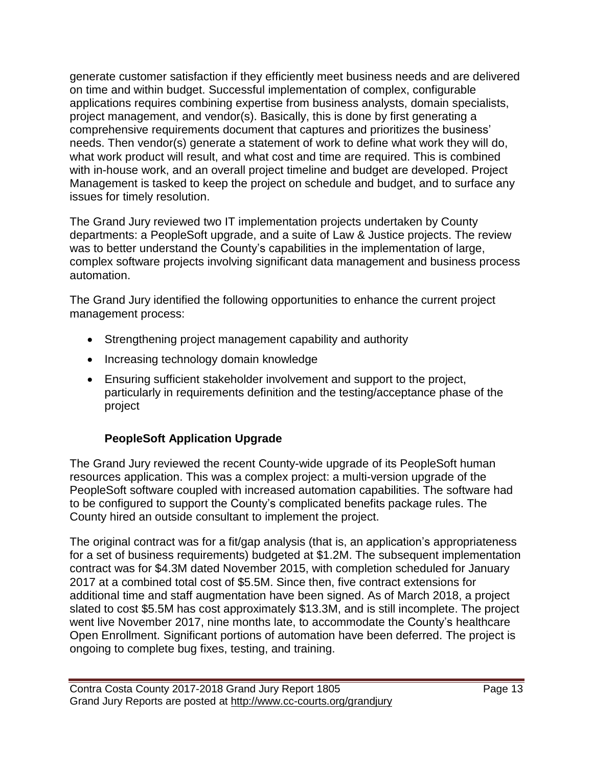generate customer satisfaction if they efficiently meet business needs and are delivered on time and within budget. Successful implementation of complex, configurable applications requires combining expertise from business analysts, domain specialists, project management, and vendor(s). Basically, this is done by first generating a comprehensive requirements document that captures and prioritizes the business' needs. Then vendor(s) generate a statement of work to define what work they will do, what work product will result, and what cost and time are required. This is combined with in-house work, and an overall project timeline and budget are developed. Project Management is tasked to keep the project on schedule and budget, and to surface any issues for timely resolution.

The Grand Jury reviewed two IT implementation projects undertaken by County departments: a PeopleSoft upgrade, and a suite of Law & Justice projects. The review was to better understand the County's capabilities in the implementation of large, complex software projects involving significant data management and business process automation.

The Grand Jury identified the following opportunities to enhance the current project management process:

- Strengthening project management capability and authority
- Increasing technology domain knowledge
- Ensuring sufficient stakeholder involvement and support to the project, particularly in requirements definition and the testing/acceptance phase of the project

### PeopleSoft Application Upgrade

The Grand Jury reviewed the recent County-wide upgrade of its PeopleSoft human resources application. This was a complex project: a multi-version upgrade of the PeopleSoft software coupled with increased automation capabilities. The software had to be configured to support the County's complicated benefits package rules. The County hired an outside consultant to implement the project.

The original contract was for a fit/gap analysis (that is, an application's appropriateness for a set of business requirements) budgeted at \$1.2M. The subsequent implementation contract was for \$4.3M dated November 2015, with completion scheduled for January 2017 at a combined total cost of \$5.5M. Since then, five contract extensions for additional time and staff augmentation have been signed. As of March 2018, a project slated to cost \$5.5M has cost approximately \$13.3M, and is still incomplete. The project went live November 2017, nine months late, to accommodate the County's healthcare Open Enrollment. Significant portions of automation have been deferred. The project is ongoing to complete bug fixes, testing, and training.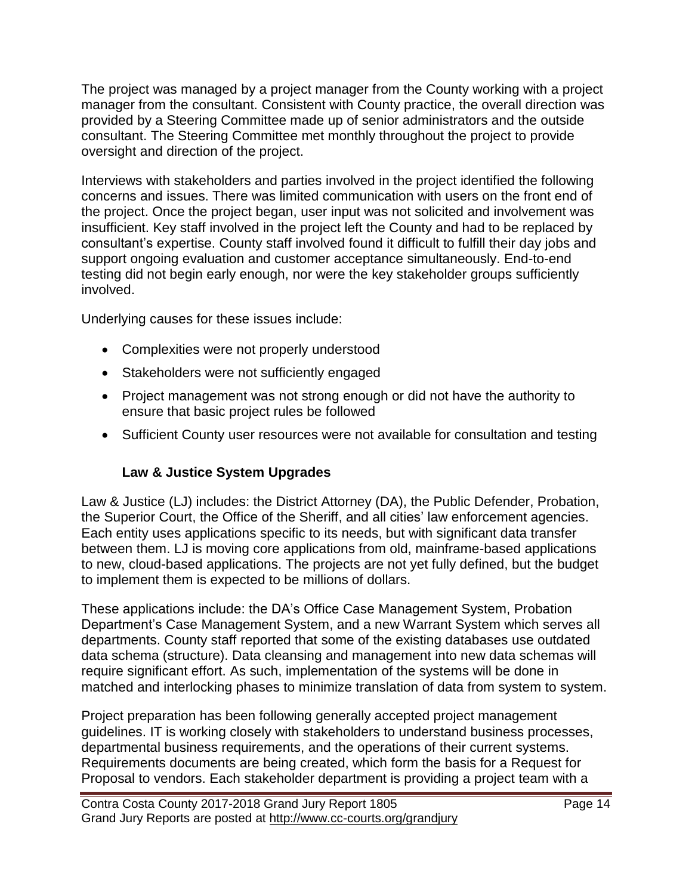The project was managed by a project manager from the County working with a project manager from the consultant. Consistent with County practice, the overall direction was provided by a Steering Committee made up of senior administrators and the outside consultant. The Steering Committee met monthly throughout the project to provide oversight and direction of the project.

Interviews with stakeholders and parties involved in the project identified the following concerns and issues. There was limited communication with users on the front end of the project. Once the project began, user input was not solicited and involvement was insufficient. Key staff involved in the project left the County and had to be replaced by consultant's expertise. County staff involved found it difficult to fulfill their day jobs and support ongoing evaluation and customer acceptance simultaneously. End-to-end testing did not begin early enough, nor were the key stakeholder groups sufficiently involved.

Underlying causes for these issues include:

- Complexities were not properly understood
- Stakeholders were not sufficiently engaged
- Project management was not strong enough or did not have the authority to ensure that basic project rules be followed
- Sufficient County user resources were not available for consultation and testing

### Law & Justice System Upgrades

Law & Justice (LJ) includes: the District Attorney (DA), the Public Defender, Probation, the Superior Court, the Office of the Sheriff, and all cities' law enforcement agencies. Each entity uses applications specific to its needs, but with significant data transfer between them. LJ is moving core applications from old, mainframe-based applications to new, cloud-based applications. The projects are not yet fully defined, but the budget to implement them is expected to be millions of dollars.

These applications include: the DA's Office Case Management System, Probation Department's Case Management System, and a new Warrant System which serves all departments. County staff reported that some of the existing databases use outdated data schema (structure). Data cleansing and management into new data schemas will require significant effort. As such, implementation of the systems will be done in matched and interlocking phases to minimize translation of data from system to system.

Project preparation has been following generally accepted project management guidelines. IT is working closely with stakeholders to understand business processes, departmental business requirements, and the operations of their current systems. Requirements documents are being created, which form the basis for a Request for Proposal to vendors. Each stakeholder department is providing a project team with a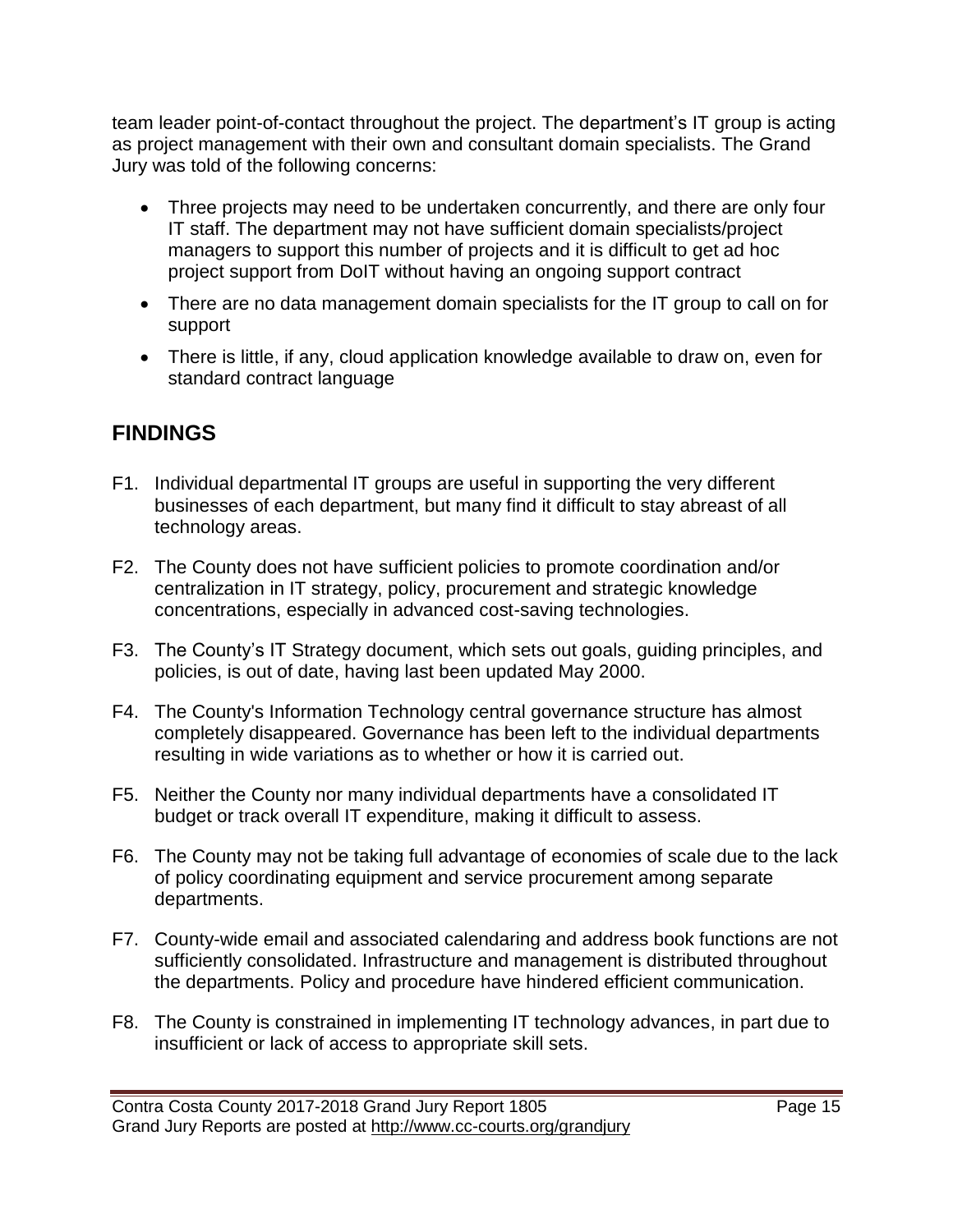team leader point-of-contact throughout the project. The department's IT group is acting as project management with their own and consultant domain specialists. The Grand Jury was told of the following concerns:

- Three projects may need to be undertaken concurrently, and there are only four IT staff. The department may not have sufficient domain specialists/project managers to support this number of projects and it is difficult to get ad hoc project support from DoIT without having an ongoing support contract
- There are no data management domain specialists for the IT group to call on for support
- There is little, if any, cloud application knowledge available to draw on, even for standard contract language

## FINDINGS

F1. Individual departmental IT groups are useful in supporting the very different businesses of each department, but many find it difficult to stay abreast of all technology areas.

F2. The County does not have sufficient policies to promote coordination and/or centralization in IT strategy, policy, procurement and strategic knowledge concentrations, especially in advanced cost-saving technologies.

F3. The County's IT Strategy document, which sets out goals, guiding principles, and policies, is out of date, having last been updated May 2000.

F4. The County's Information Technology central governance structure has almost completely disappeared. Governance has been left to the individual departments resulting in wide variations as to whether or how it is carried out.

F5. Neither the County nor many individual departments have a consolidated IT budget or track overall IT expenditure, making it difficult to assess.

F6. The County may not be taking full advantage of economies of scale due to the lack of policy coordinating equipment and service procurement among separate departments.

F7. County-wide email and associated calendaring and address book functions are not sufficiently consolidated. Infrastructure and management is distributed throughout the departments. Policy and procedure have hindered efficient communication.

F8. The County is constrained in implementing IT technology advances, in part due to insufficient or lack of access to appropriate skill sets.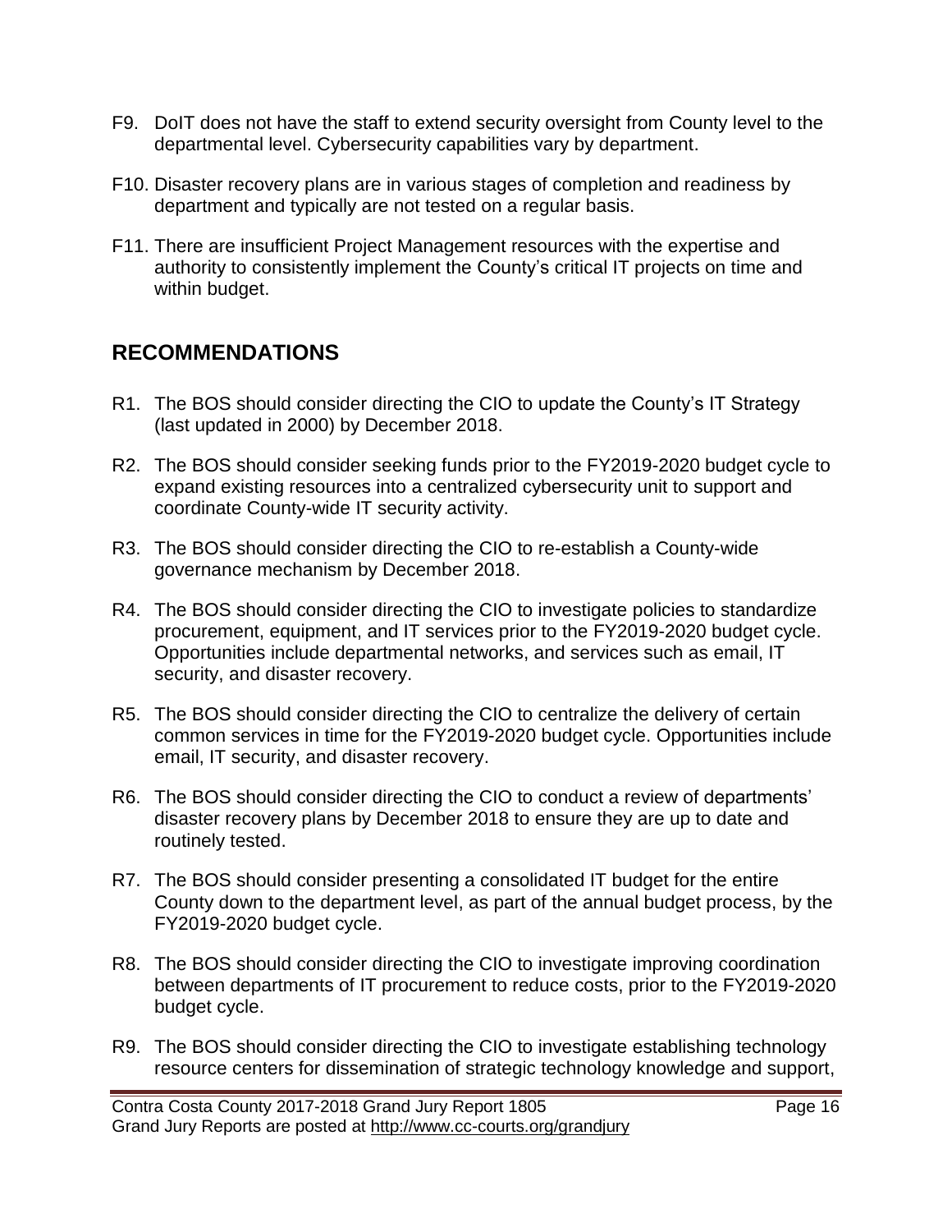F9. DoIT does not have the staff to extend security oversight from County level to the departmental level. Cybersecurity capabilities vary by department.

F10. Disaster recovery plans are in various stages of completion and readiness by department and typically are not tested on a regular basis.

F11. There are insufficient Project Management resources with the expertise and authority to consistently implement the County's critical IT projects on time and within budget.

## RECOMMENDATIONS

R1. The BOS should consider directing the CIO to update the County's IT Strategy (last updated in 2000) by December 2018.

R2. The BOS should consider seeking funds prior to the FY2019-2020 budget cycle to expand existing resources into a centralized cybersecurity unit to support and coordinate County-wide IT security activity.

R3. The BOS should consider directing the CIO to re-establish a County-wide governance mechanism by December 2018.

R4. The BOS should consider directing the CIO to investigate policies to standardize procurement, equipment, and IT services prior to the FY2019-2020 budget cycle. Opportunities include departmental networks, and services such as email, IT security, and disaster recovery.

R5. The BOS should consider directing the CIO to centralize the delivery of certain common services in time for the FY2019-2020 budget cycle. Opportunities include email, IT security, and disaster recovery.

R6. The BOS should consider directing the CIO to conduct a review of departments' disaster recovery plans by December 2018 to ensure they are up to date and routinely tested.

R7. The BOS should consider presenting a consolidated IT budget for the entire County down to the department level, as part of the annual budget process, by the FY2019-2020 budget cycle.

R8. The BOS should consider directing the CIO to investigate improving coordination between departments of IT procurement to reduce costs, prior to the FY2019-2020 budget cycle.

R9. The BOS should consider directing the CIO to investigate establishing technology resource centers for dissemination of strategic technology knowledge and support,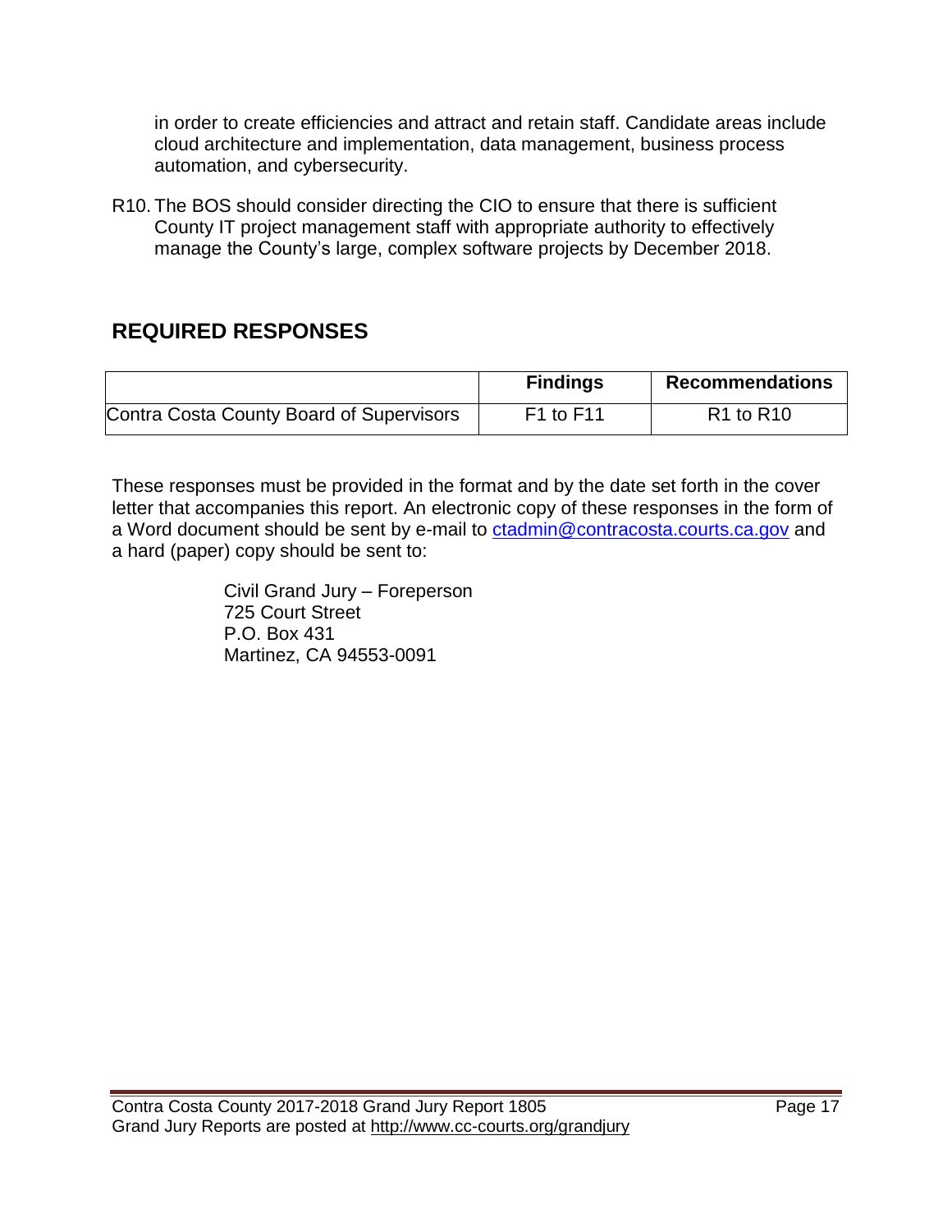in order to create efficiencies and attract and retain staff. Candidate areas include cloud architecture and implementation, data management, business process automation, and cybersecurity.

R10. The BOS should consider directing the CIO to ensure that there is sufficient County IT project management staff with appropriate authority to effectively manage the County's large, complex software projects by December 2018.

## REQUIRED RESPONSES

| | Findings | Recommendations |
|---|---|---|
| Contra Costa County Board of Supervisors | F1 to F11 | R1 to R10 |

These responses must be provided in the format and by the date set forth in the cover letter that accompanies this report. An electronic copy of these responses in the form of a Word document should be sent by e-mail to ctadmin@contracosta.courts.ca.gov and a hard (paper) copy should be sent to:

Civil Grand Jury – Foreperson
725 Court Street
P.O. Box 431
Martinez, CA 94553-0091